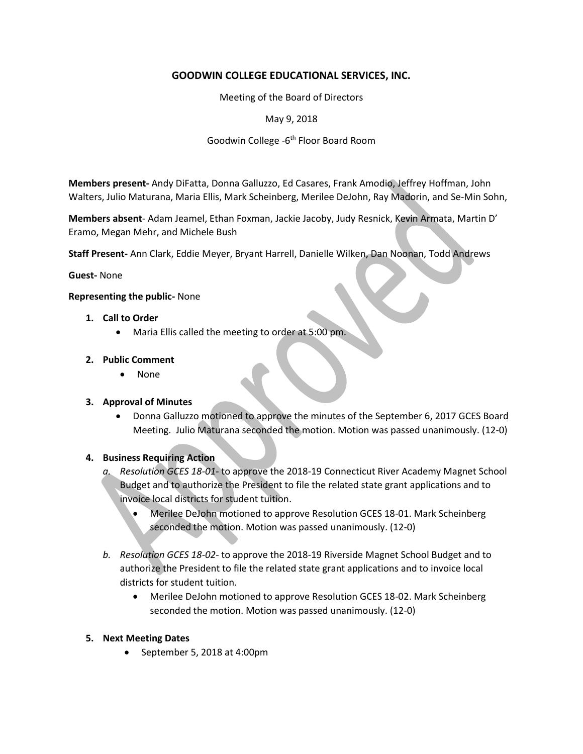# GOODWIN COLLEGE EDUCATIONAL SERVICES, INC.

Meeting of the Board of Directors

May 9, 2018

Goodwin College -6th Floor Board Room

**Members present-** Andy DiFatta, Donna Galluzzo, Ed Casares, Frank Amodio, Jeffrey Hoffman, John Walters, Julio Maturana, Maria Ellis, Mark Scheinberg, Merilee DeJohn, Ray Madorin, and Se-Min Sohn,

**Members absent**- Adam Jeamel, Ethan Foxman, Jackie Jacoby, Judy Resnick, Kevin Armata, Martin D' Eramo, Megan Mehr, and Michele Bush

**Staff Present-** Ann Clark, Eddie Meyer, Bryant Harrell, Danielle Wilken, Dan Noonan, Todd Andrews

**Guest-** None

**Representing the public-** None

1. **Call to Order**
   - Maria Ellis called the meeting to order at 5:00 pm.

2. **Public Comment**
   - None

3. **Approval of Minutes**
   - Donna Galluzzo motioned to approve the minutes of the September 6, 2017 GCES Board Meeting. Julio Maturana seconded the motion. Motion was passed unanimously. (12-0)

4. **Business Requiring Action**
   a. *Resolution GCES 18-01*- to approve the 2018-19 Connecticut River Academy Magnet School Budget and to authorize the President to file the related state grant applications and to invoice local districts for student tuition.
      - Merilee DeJohn motioned to approve Resolution GCES 18-01. Mark Scheinberg seconded the motion. Motion was passed unanimously. (12-0)

   b. *Resolution GCES 18-02*- to approve the 2018-19 Riverside Magnet School Budget and to authorize the President to file the related state grant applications and to invoice local districts for student tuition.
      - Merilee DeJohn motioned to approve Resolution GCES 18-02. Mark Scheinberg seconded the motion. Motion was passed unanimously. (12-0)

5. **Next Meeting Dates**
   - September 5, 2018 at 4:00pm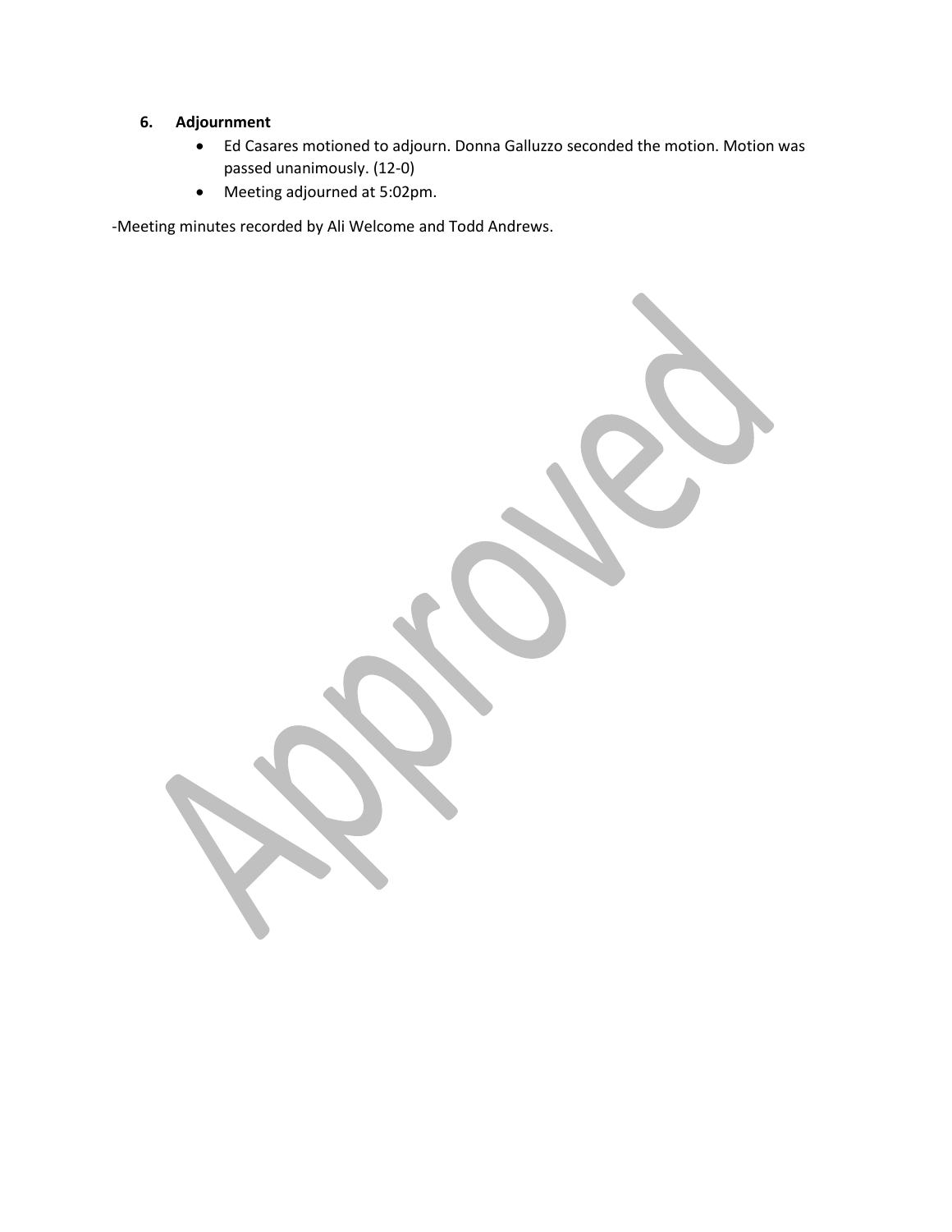### 6. Adjournment

- Ed Casares motioned to adjourn. Donna Galluzzo seconded the motion. Motion was passed unanimously. (12-0)
- Meeting adjourned at 5:02pm.

-Meeting minutes recorded by Ali Welcome and Todd Andrews.

Approved